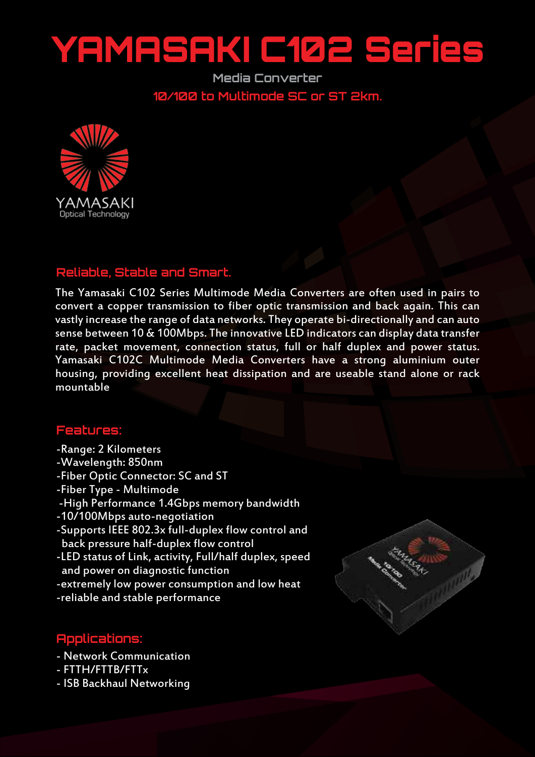# YAMASAKI C102 Series

Media Converter

10/100 to Multimode SC or ST 2km.

YAMASAKI
Optical Technology

## Reliable, Stable and Smart.

The Yamasaki C102 Series Multimode Media Converters are often used in pairs to convert a copper transmission to fiber optic transmission and back again. This can vastly increase the range of data networks. They operate bi-directionally and can auto sense between 10 & 100Mbps. The innovative LED indicators can display data transfer rate, packet movement, connection status, full or half duplex and power status. Yamasaki C102C Multimode Media Converters have a strong aluminium outer housing, providing excellent heat dissipation and are useable stand alone or rack mountable

## Features:

- -Range: 2 Kilometers
- -Wavelength: 850nm
- -Fiber Optic Connector: SC and ST
- -Fiber Type - Multimode
- -High Performance 1.4Gbps memory bandwidth
- -10/100Mbps auto-negotiation
- -Supports IEEE 802.3x full-duplex flow control and back pressure half-duplex flow control
- -LED status of Link, activity, Full/half duplex, speed and power on diagnostic function
- -extremely low power consumption and low heat
- -reliable and stable performance

## Applications:

- Network Communication
- FTTH/FTTB/FTTx
- ISB Backhaul Networking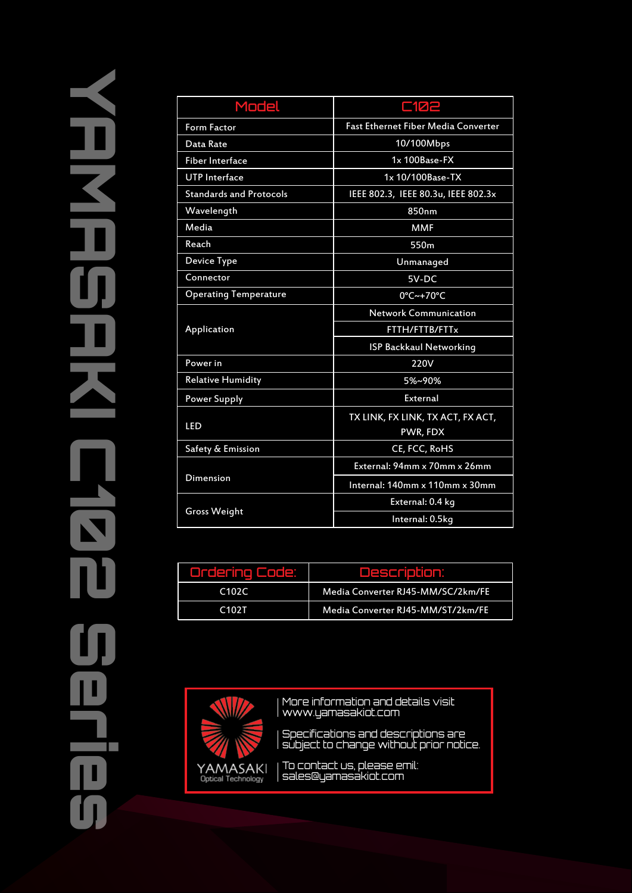# YAMASAKI C102 Series

| Model | C102 |
| --- | --- |
| Form Factor | Fast Ethernet Fiber Media Converter |
| Data Rate | 10/100Mbps |
| Fiber Interface | 1x 100Base-FX |
| UTP Interface | 1x 10/100Base-TX |
| Standards and Protocols | IEEE 802.3, IEEE 80.3u, IEEE 802.3x |
| Wavelength | 850nm |
| Media | MMF |
| Reach | 550m |
| Device Type | Unmanaged |
| Connector | 5V-DC |
| Operating Temperature | 0°C~+70°C |
| Application | Network Communication |
| | FTTH/FTTB/FTTx |
| | ISP Backkaul Networking |
| Power in | 220V |
| Relative Humidity | 5%~90% |
| Power Supply | External |
| LED | TX LINK, FX LINK, TX ACT, FX ACT, PWR, FDX |
| Safety & Emission | CE, FCC, RoHS |
| Dimension | External: 94mm x 70mm x 26mm |
| | Internal: 140mm x 110mm x 30mm |
| Gross Weight | External: 0.4 kg |
| | Internal: 0.5kg |

| Ordering Code: | Description: |
| --- | --- |
| C102C | Media Converter RJ45-MM/SC/2km/FE |
| C102T | Media Converter RJ45-MM/ST/2km/FE |

YAMASAKI
Optical Technology

More information and details visit
www.yamasakiot.com

Specifications and descriptions are
subject to change without prior notice.

To contact us, please emil:
sales@yamasakiot.com